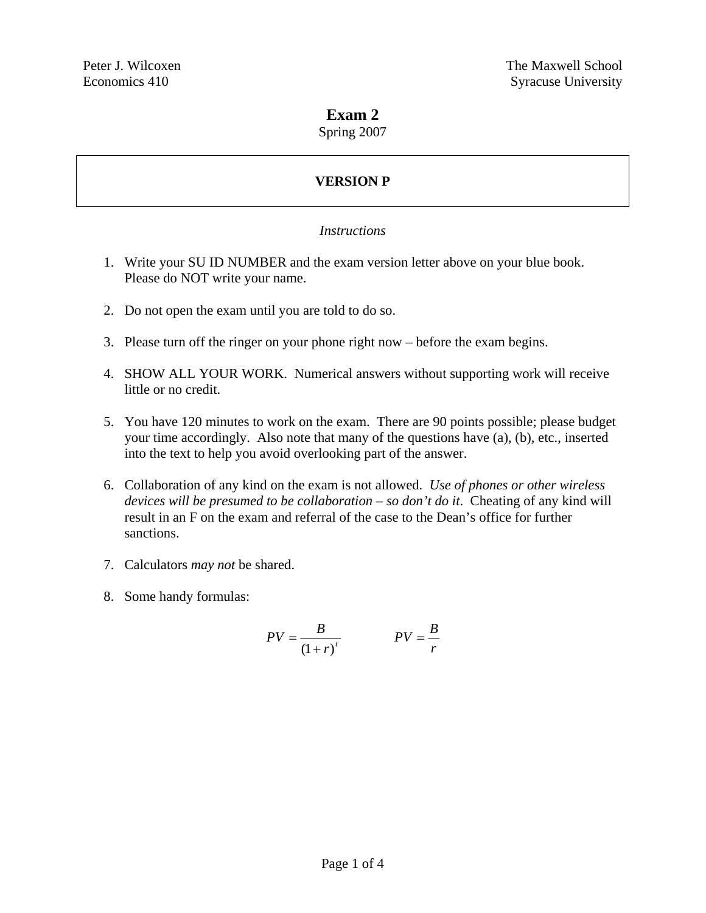Peter J. Wilcoxen
Economics 410

The Maxwell School
Syracuse University

# Exam 2

Spring 2007

**VERSION P**

*Instructions*

1. Write your SU ID NUMBER and the exam version letter above on your blue book. Please do NOT write your name.

2. Do not open the exam until you are told to do so.

3. Please turn off the ringer on your phone right now – before the exam begins.

4. SHOW ALL YOUR WORK. Numerical answers without supporting work will receive little or no credit.

5. You have 120 minutes to work on the exam. There are 90 points possible; please budget your time accordingly. Also note that many of the questions have (a), (b), etc., inserted into the text to help you avoid overlooking part of the answer.

6. Collaboration of any kind on the exam is not allowed. *Use of phones or other wireless devices will be presumed to be collaboration – so don't do it*. Cheating of any kind will result in an F on the exam and referral of the case to the Dean's office for further sanctions.

7. Calculators *may not* be shared.

8. Some handy formulas:

$$PV = \frac{B}{(1+r)^t} \qquad\qquad PV = \frac{B}{r}$$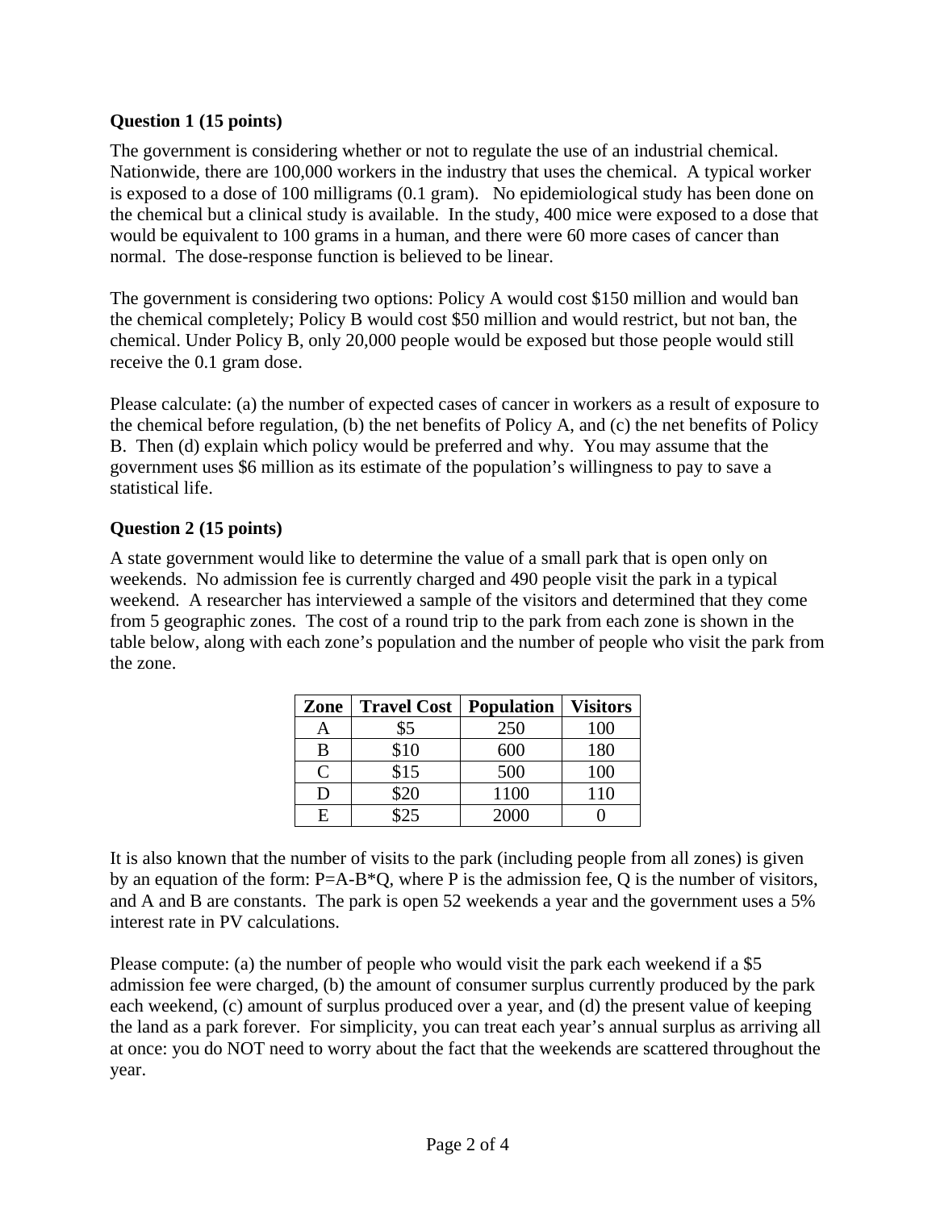**Question 1 (15 points)**

The government is considering whether or not to regulate the use of an industrial chemical. Nationwide, there are 100,000 workers in the industry that uses the chemical. A typical worker is exposed to a dose of 100 milligrams (0.1 gram). No epidemiological study has been done on the chemical but a clinical study is available. In the study, 400 mice were exposed to a dose that would be equivalent to 100 grams in a human, and there were 60 more cases of cancer than normal. The dose-response function is believed to be linear.

The government is considering two options: Policy A would cost $150 million and would ban the chemical completely; Policy B would cost $50 million and would restrict, but not ban, the chemical. Under Policy B, only 20,000 people would be exposed but those people would still receive the 0.1 gram dose.

Please calculate: (a) the number of expected cases of cancer in workers as a result of exposure to the chemical before regulation, (b) the net benefits of Policy A, and (c) the net benefits of Policy B. Then (d) explain which policy would be preferred and why. You may assume that the government uses $6 million as its estimate of the population's willingness to pay to save a statistical life.

**Question 2 (15 points)**

A state government would like to determine the value of a small park that is open only on weekends. No admission fee is currently charged and 490 people visit the park in a typical weekend. A researcher has interviewed a sample of the visitors and determined that they come from 5 geographic zones. The cost of a round trip to the park from each zone is shown in the table below, along with each zone's population and the number of people who visit the park from the zone.

| Zone | Travel Cost | Population | Visitors |
|---|---|---|---|
| A | $5 | 250 | 100 |
| B | $10 | 600 | 180 |
| C | $15 | 500 | 100 |
| D | $20 | 1100 | 110 |
| E | $25 | 2000 | 0 |

It is also known that the number of visits to the park (including people from all zones) is given by an equation of the form: $P=A-B*Q$, where P is the admission fee, Q is the number of visitors, and A and B are constants. The park is open 52 weekends a year and the government uses a 5% interest rate in PV calculations.

Please compute: (a) the number of people who would visit the park each weekend if a $5 admission fee were charged, (b) the amount of consumer surplus currently produced by the park each weekend, (c) amount of surplus produced over a year, and (d) the present value of keeping the land as a park forever. For simplicity, you can treat each year's annual surplus as arriving all at once: you do NOT need to worry about the fact that the weekends are scattered throughout the year.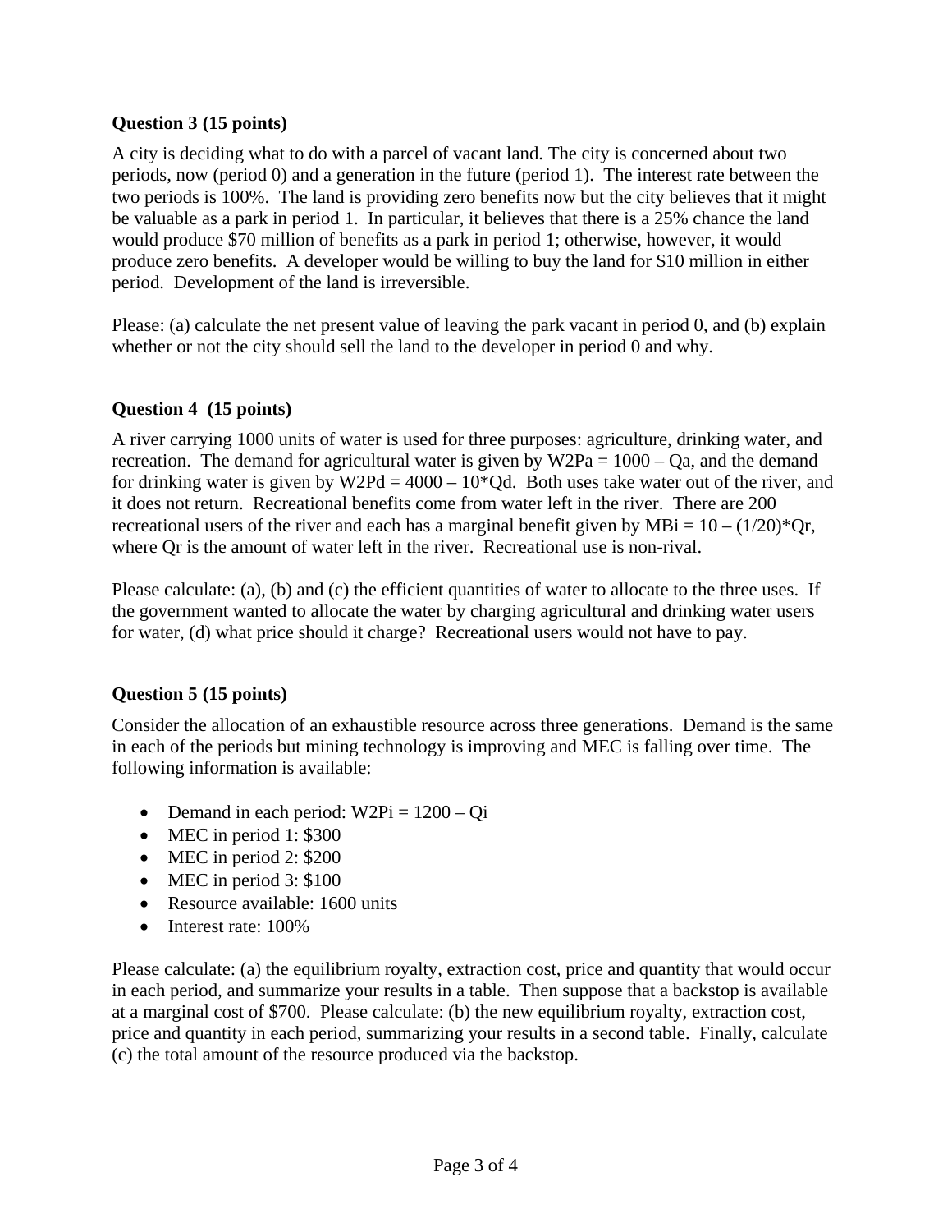**Question 3 (15 points)**

A city is deciding what to do with a parcel of vacant land. The city is concerned about two periods, now (period 0) and a generation in the future (period 1). The interest rate between the two periods is 100%. The land is providing zero benefits now but the city believes that it might be valuable as a park in period 1. In particular, it believes that there is a 25% chance the land would produce $70 million of benefits as a park in period 1; otherwise, however, it would produce zero benefits. A developer would be willing to buy the land for $10 million in either period. Development of the land is irreversible.

Please: (a) calculate the net present value of leaving the park vacant in period 0, and (b) explain whether or not the city should sell the land to the developer in period 0 and why.

**Question 4 (15 points)**

A river carrying 1000 units of water is used for three purposes: agriculture, drinking water, and recreation. The demand for agricultural water is given by $W2Pa = 1000 - Qa$, and the demand for drinking water is given by $W2Pd = 4000 - 10*Qd$. Both uses take water out of the river, and it does not return. Recreational benefits come from water left in the river. There are 200 recreational users of the river and each has a marginal benefit given by $MBi = 10 - (1/20)*Qr$, where $Qr$ is the amount of water left in the river. Recreational use is non-rival.

Please calculate: (a), (b) and (c) the efficient quantities of water to allocate to the three uses. If the government wanted to allocate the water by charging agricultural and drinking water users for water, (d) what price should it charge? Recreational users would not have to pay.

**Question 5 (15 points)**

Consider the allocation of an exhaustible resource across three generations. Demand is the same in each of the periods but mining technology is improving and MEC is falling over time. The following information is available:

- Demand in each period: $W2Pi = 1200 - Qi$
- MEC in period 1: $300
- MEC in period 2: $200
- MEC in period 3: $100
- Resource available: 1600 units
- Interest rate: 100%

Please calculate: (a) the equilibrium royalty, extraction cost, price and quantity that would occur in each period, and summarize your results in a table. Then suppose that a backstop is available at a marginal cost of $700. Please calculate: (b) the new equilibrium royalty, extraction cost, price and quantity in each period, summarizing your results in a second table. Finally, calculate (c) the total amount of the resource produced via the backstop.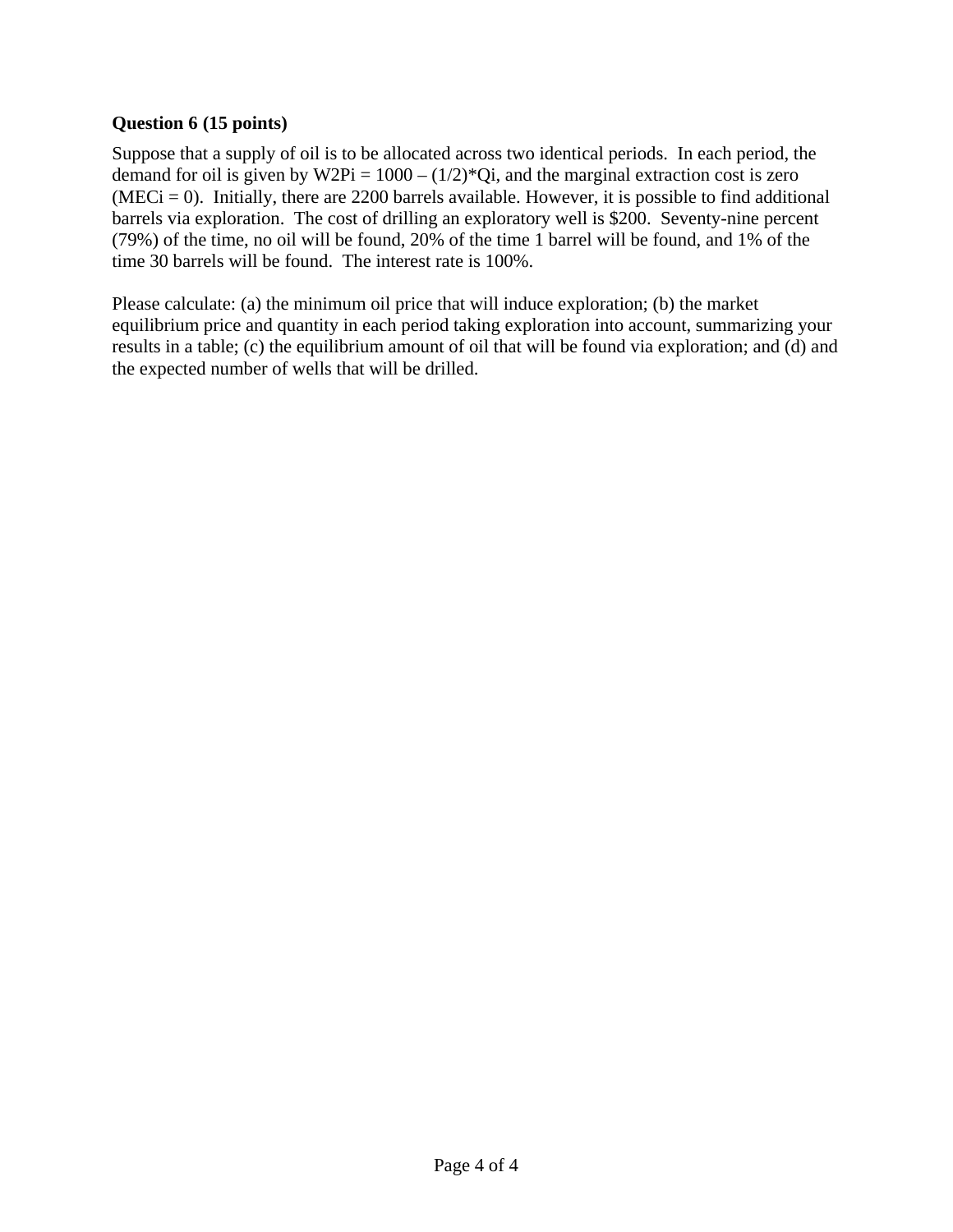**Question 6 (15 points)**

Suppose that a supply of oil is to be allocated across two identical periods. In each period, the demand for oil is given by $W2P_i = 1000 - (1/2)*Q_i$, and the marginal extraction cost is zero ($MEC_i = 0$). Initially, there are 2200 barrels available. However, it is possible to find additional barrels via exploration. The cost of drilling an exploratory well is \$200. Seventy-nine percent (79%) of the time, no oil will be found, 20% of the time 1 barrel will be found, and 1% of the time 30 barrels will be found. The interest rate is 100%.

Please calculate: (a) the minimum oil price that will induce exploration; (b) the market equilibrium price and quantity in each period taking exploration into account, summarizing your results in a table; (c) the equilibrium amount of oil that will be found via exploration; and (d) and the expected number of wells that will be drilled.